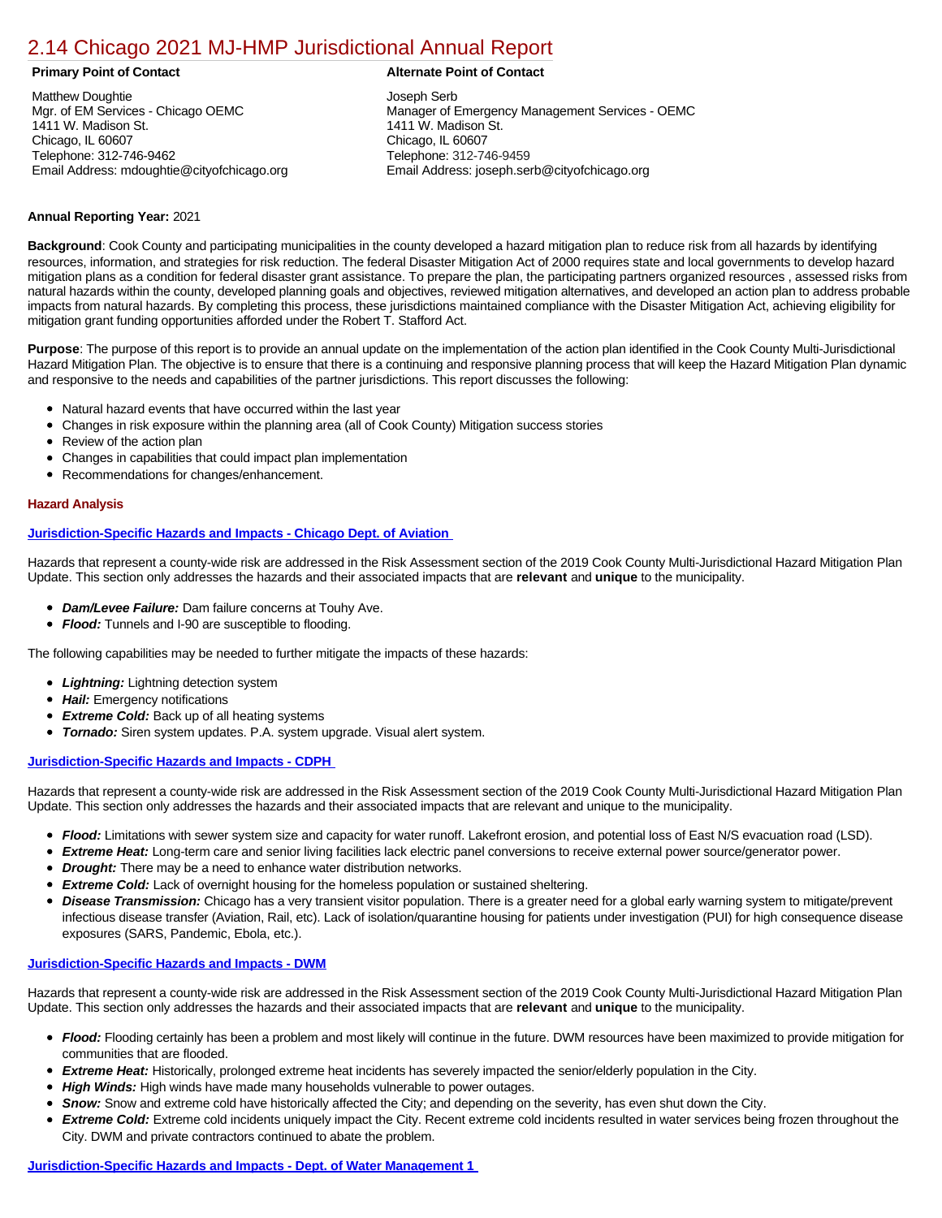# 2.14 Chicago 2021 MJ-HMP Jurisdictional Annual Report

**Primary Point of Contact**

Matthew Doughtie
Mgr. of EM Services - Chicago OEMC
1411 W. Madison St.
Chicago, IL 60607
Telephone: 312-746-9462
Email Address: mdoughtie@cityofchicago.org

**Alternate Point of Contact**

Joseph Serb
Manager of Emergency Management Services - OEMC
1411 W. Madison St.
Chicago, IL 60607
Telephone: 312-746-9459
Email Address: joseph.serb@cityofchicago.org

**Annual Reporting Year:** 2021

**Background**: Cook County and participating municipalities in the county developed a hazard mitigation plan to reduce risk from all hazards by identifying resources, information, and strategies for risk reduction. The federal Disaster Mitigation Act of 2000 requires state and local governments to develop hazard mitigation plans as a condition for federal disaster grant assistance. To prepare the plan, the participating partners organized resources , assessed risks from natural hazards within the county, developed planning goals and objectives, reviewed mitigation alternatives, and developed an action plan to address probable impacts from natural hazards. By completing this process, these jurisdictions maintained compliance with the Disaster Mitigation Act, achieving eligibility for mitigation grant funding opportunities afforded under the Robert T. Stafford Act.

**Purpose**: The purpose of this report is to provide an annual update on the implementation of the action plan identified in the Cook County Multi-Jurisdictional Hazard Mitigation Plan. The objective is to ensure that there is a continuing and responsive planning process that will keep the Hazard Mitigation Plan dynamic and responsive to the needs and capabilities of the partner jurisdictions. This report discusses the following:

- Natural hazard events that have occurred within the last year
- Changes in risk exposure within the planning area (all of Cook County) Mitigation success stories
- Review of the action plan
- Changes in capabilities that could impact plan implementation
- Recommendations for changes/enhancement.

## Hazard Analysis

### Jurisdiction-Specific Hazards and Impacts - Chicago Dept. of Aviation

Hazards that represent a county-wide risk are addressed in the Risk Assessment section of the 2019 Cook County Multi-Jurisdictional Hazard Mitigation Plan Update. This section only addresses the hazards and their associated impacts that are **relevant** and **unique** to the municipality.

- ***Dam/Levee Failure:*** Dam failure concerns at Touhy Ave.
- ***Flood:*** Tunnels and I-90 are susceptible to flooding.

The following capabilities may be needed to further mitigate the impacts of these hazards:

- ***Lightning:*** Lightning detection system
- ***Hail:*** Emergency notifications
- ***Extreme Cold:*** Back up of all heating systems
- ***Tornado:*** Siren system updates. P.A. system upgrade. Visual alert system.

### Jurisdiction-Specific Hazards and Impacts - CDPH

Hazards that represent a county-wide risk are addressed in the Risk Assessment section of the 2019 Cook County Multi-Jurisdictional Hazard Mitigation Plan Update. This section only addresses the hazards and their associated impacts that are relevant and unique to the municipality.

- ***Flood:*** Limitations with sewer system size and capacity for water runoff. Lakefront erosion, and potential loss of East N/S evacuation road (LSD).
- ***Extreme Heat:*** Long-term care and senior living facilities lack electric panel conversions to receive external power source/generator power.
- ***Drought:*** There may be a need to enhance water distribution networks.
- ***Extreme Cold:*** Lack of overnight housing for the homeless population or sustained sheltering.
- ***Disease Transmission:*** Chicago has a very transient visitor population. There is a greater need for a global early warning system to mitigate/prevent infectious disease transfer (Aviation, Rail, etc). Lack of isolation/quarantine housing for patients under investigation (PUI) for high consequence disease exposures (SARS, Pandemic, Ebola, etc.).

### Jurisdiction-Specific Hazards and Impacts - DWM

Hazards that represent a county-wide risk are addressed in the Risk Assessment section of the 2019 Cook County Multi-Jurisdictional Hazard Mitigation Plan Update. This section only addresses the hazards and their associated impacts that are **relevant** and **unique** to the municipality.

- ***Flood:*** Flooding certainly has been a problem and most likely will continue in the future. DWM resources have been maximized to provide mitigation for communities that are flooded.
- ***Extreme Heat:*** Historically, prolonged extreme heat incidents has severely impacted the senior/elderly population in the City.
- ***High Winds:*** High winds have made many households vulnerable to power outages.
- ***Snow:*** Snow and extreme cold have historically affected the City; and depending on the severity, has even shut down the City.
- ***Extreme Cold:*** Extreme cold incidents uniquely impact the City. Recent extreme cold incidents resulted in water services being frozen throughout the City. DWM and private contractors continued to abate the problem.

### Jurisdiction-Specific Hazards and Impacts - Dept. of Water Management 1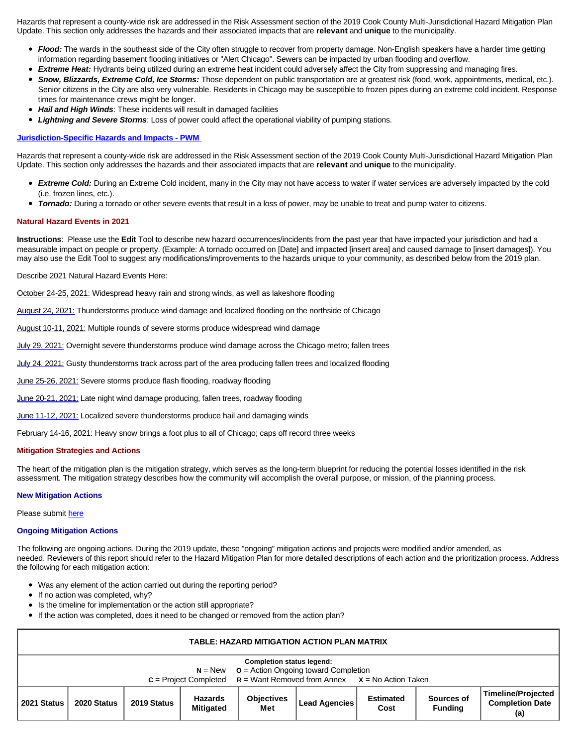Hazards that represent a county-wide risk are addressed in the Risk Assessment section of the 2019 Cook County Multi-Jurisdictional Hazard Mitigation Plan Update. This section only addresses the hazards and their associated impacts that are **relevant** and **unique** to the municipality.

- ***Flood:*** The wards in the southeast side of the City often struggle to recover from property damage. Non-English speakers have a harder time getting information regarding basement flooding initiatives or "Alert Chicago". Sewers can be impacted by urban flooding and overflow.
- ***Extreme Heat:*** Hydrants being utilized during an extreme heat incident could adversely affect the City from suppressing and managing fires.
- ***Snow, Blizzards, Extreme Cold, Ice Storms:*** Those dependent on public transportation are at greatest risk (food, work, appointments, medical, etc.). Senior citizens in the City are also very vulnerable. Residents in Chicago may be susceptible to frozen pipes during an extreme cold incident. Response times for maintenance crews might be longer.
- ***Hail and High Winds***: These incidents will result in damaged facilities
- ***Lightning and Severe Storms***: Loss of power could affect the operational viability of pumping stations.

**Jurisdiction-Specific Hazards and Impacts - PWM**

Hazards that represent a county-wide risk are addressed in the Risk Assessment section of the 2019 Cook County Multi-Jurisdictional Hazard Mitigation Plan Update. This section only addresses the hazards and their associated impacts that are **relevant** and **unique** to the municipality.

- ***Extreme Cold:*** During an Extreme Cold incident, many in the City may not have access to water if water services are adversely impacted by the cold (i.e. frozen lines, etc.).
- ***Tornado:*** During a tornado or other severe events that result in a loss of power, may be unable to treat and pump water to citizens.

### Natural Hazard Events in 2021

**Instructions**: Please use the **Edit** Tool to describe new hazard occurrences/incidents from the past year that have impacted your jurisdiction and had a measurable impact on people or property. (Example: A tornado occurred on [Date] and impacted [insert area] and caused damage to [insert damages]). You may also use the Edit Tool to suggest any modifications/improvements to the hazards unique to your community, as described below from the 2019 plan.

Describe 2021 Natural Hazard Events Here:

October 24-25, 2021: Widespread heavy rain and strong winds, as well as lakeshore flooding

August 24, 2021: Thunderstorms produce wind damage and localized flooding on the northside of Chicago

August 10-11, 2021: Multiple rounds of severe storms produce widespread wind damage

July 29, 2021: Overnight severe thunderstorms produce wind damage across the Chicago metro; fallen trees

July 24, 2021: Gusty thunderstorms track across part of the area producing fallen trees and localized flooding

June 25-26, 2021: Severe storms produce flash flooding, roadway flooding

June 20-21, 2021: Late night wind damage producing, fallen trees, roadway flooding

June 11-12, 2021: Localized severe thunderstorms produce hail and damaging winds

February 14-16, 2021: Heavy snow brings a foot plus to all of Chicago; caps off record three weeks

### Mitigation Strategies and Actions

The heart of the mitigation plan is the mitigation strategy, which serves as the long-term blueprint for reducing the potential losses identified in the risk assessment. The mitigation strategy describes how the community will accomplish the overall purpose, or mission, of the planning process.

#### New Mitigation Actions

Please submit here

#### Ongoing Mitigation Actions

The following are ongoing actions. During the 2019 update, these "ongoing" mitigation actions and projects were modified and/or amended, as needed. Reviewers of this report should refer to the Hazard Mitigation Plan for more detailed descriptions of each action and the prioritization process. Address the following for each mitigation action:

- Was any element of the action carried out during the reporting period?
- If no action was completed, why?
- Is the timeline for implementation or the action still appropriate?
- If the action was completed, does it need to be changed or removed from the action plan?

**TABLE: HAZARD MITIGATION ACTION PLAN MATRIX**

**Completion status legend:**
**N** = New **O** = Action Ongoing toward Completion
**C** = Project Completed **R** = Want Removed from Annex **X** = No Action Taken

| 2021 Status | 2020 Status | 2019 Status | Hazards Mitigated | Objectives Met | Lead Agencies | Estimated Cost | Sources of Funding | Timeline/Projected Completion Date (a) |
|---|---|---|---|---|---|---|---|---|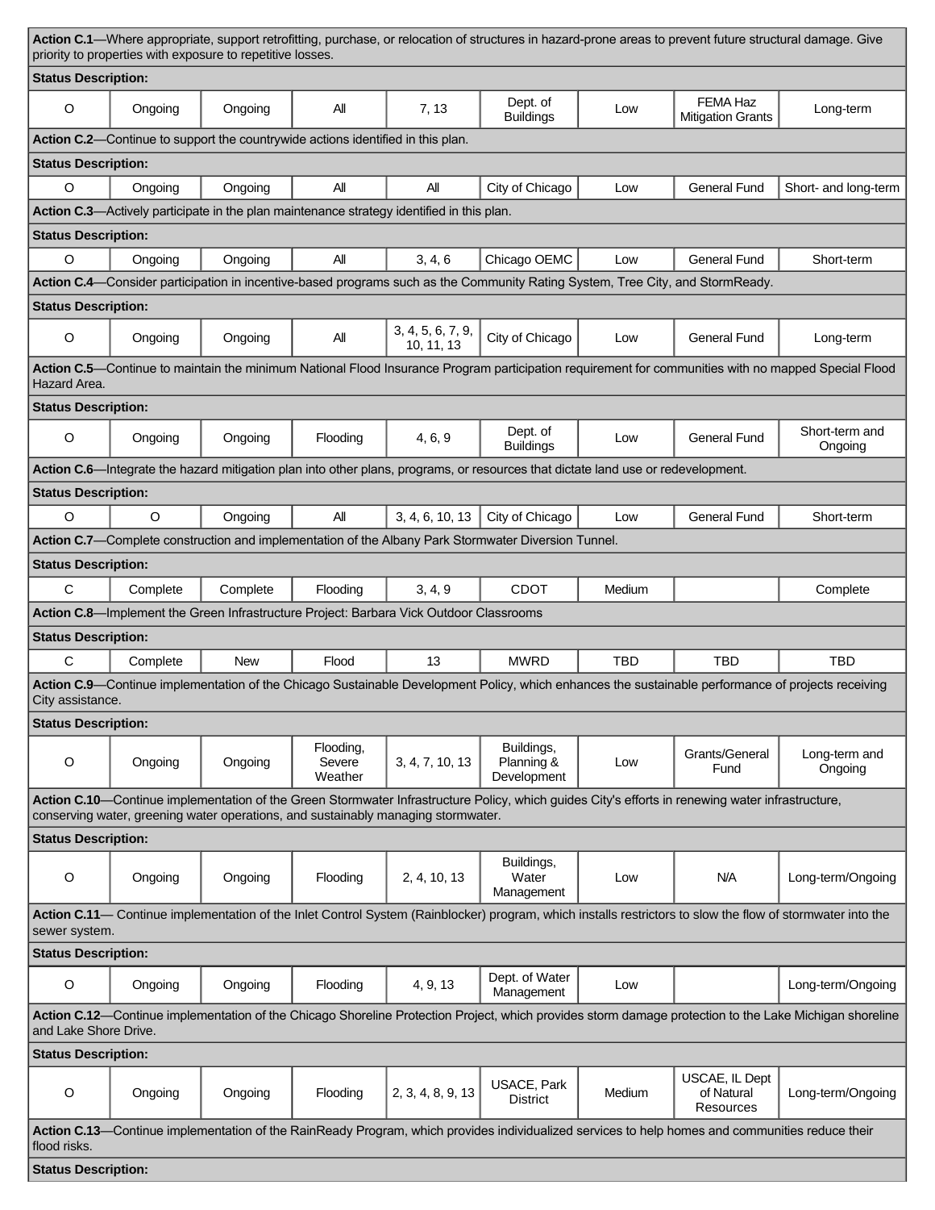**Action C.1**—Where appropriate, support retrofitting, purchase, or relocation of structures in hazard-prone areas to prevent future structural damage. Give priority to properties with exposure to repetitive losses.

**Status Description:**

| | | | | | | | | |
|---|---|---|---|---|---|---|---|---|
| O | Ongoing | Ongoing | All | 7, 13 | Dept. of Buildings | Low | FEMA Haz Mitigation Grants | Long-term |

**Action C.2**—Continue to support the countrywide actions identified in this plan.

**Status Description:**

| | | | | | | | | |
|---|---|---|---|---|---|---|---|---|
| O | Ongoing | Ongoing | All | All | City of Chicago | Low | General Fund | Short- and long-term |

**Action C.3**—Actively participate in the plan maintenance strategy identified in this plan.

**Status Description:**

| | | | | | | | | |
|---|---|---|---|---|---|---|---|---|
| O | Ongoing | Ongoing | All | 3, 4, 6 | Chicago OEMC | Low | General Fund | Short-term |

**Action C.4**—Consider participation in incentive-based programs such as the Community Rating System, Tree City, and StormReady.

**Status Description:**

| | | | | | | | | |
|---|---|---|---|---|---|---|---|---|
| O | Ongoing | Ongoing | All | 3, 4, 5, 6, 7, 9, 10, 11, 13 | City of Chicago | Low | General Fund | Long-term |

**Action C.5**—Continue to maintain the minimum National Flood Insurance Program participation requirement for communities with no mapped Special Flood Hazard Area.

**Status Description:**

| | | | | | | | | |
|---|---|---|---|---|---|---|---|---|
| O | Ongoing | Ongoing | Flooding | 4, 6, 9 | Dept. of Buildings | Low | General Fund | Short-term and Ongoing |

**Action C.6**—Integrate the hazard mitigation plan into other plans, programs, or resources that dictate land use or redevelopment.

**Status Description:**

| | | | | | | | | |
|---|---|---|---|---|---|---|---|---|
| O | O | Ongoing | All | 3, 4, 6, 10, 13 | City of Chicago | Low | General Fund | Short-term |

**Action C.7**—Complete construction and implementation of the Albany Park Stormwater Diversion Tunnel.

**Status Description:**

| | | | | | | | | |
|---|---|---|---|---|---|---|---|---|
| C | Complete | Complete | Flooding | 3, 4, 9 | CDOT | Medium | | Complete |

**Action C.8**—Implement the Green Infrastructure Project: Barbara Vick Outdoor Classrooms

**Status Description:**

| | | | | | | | | |
|---|---|---|---|---|---|---|---|---|
| C | Complete | New | Flood | 13 | MWRD | TBD | TBD | TBD |

**Action C.9**—Continue implementation of the Chicago Sustainable Development Policy, which enhances the sustainable performance of projects receiving City assistance.

**Status Description:**

| | | | | | | | | |
|---|---|---|---|---|---|---|---|---|
| O | Ongoing | Ongoing | Flooding, Severe Weather | 3, 4, 7, 10, 13 | Buildings, Planning & Development | Low | Grants/General Fund | Long-term and Ongoing |

**Action C.10**—Continue implementation of the Green Stormwater Infrastructure Policy, which guides City's efforts in renewing water infrastructure, conserving water, greening water operations, and sustainably managing stormwater.

**Status Description:**

| | | | | | | | | |
|---|---|---|---|---|---|---|---|---|
| O | Ongoing | Ongoing | Flooding | 2, 4, 10, 13 | Buildings, Water Management | Low | N/A | Long-term/Ongoing |

**Action C.11**— Continue implementation of the Inlet Control System (Rainblocker) program, which installs restrictors to slow the flow of stormwater into the sewer system.

**Status Description:**

| | | | | | | | | |
|---|---|---|---|---|---|---|---|---|
| O | Ongoing | Ongoing | Flooding | 4, 9, 13 | Dept. of Water Management | Low | | Long-term/Ongoing |

**Action C.12**—Continue implementation of the Chicago Shoreline Protection Project, which provides storm damage protection to the Lake Michigan shoreline and Lake Shore Drive.

**Status Description:**

| | | | | | | | | |
|---|---|---|---|---|---|---|---|---|
| O | Ongoing | Ongoing | Flooding | 2, 3, 4, 8, 9, 13 | USACE, Park District | Medium | USCAE, IL Dept of Natural Resources | Long-term/Ongoing |

**Action C.13**—Continue implementation of the RainReady Program, which provides individualized services to help homes and communities reduce their flood risks.

**Status Description:**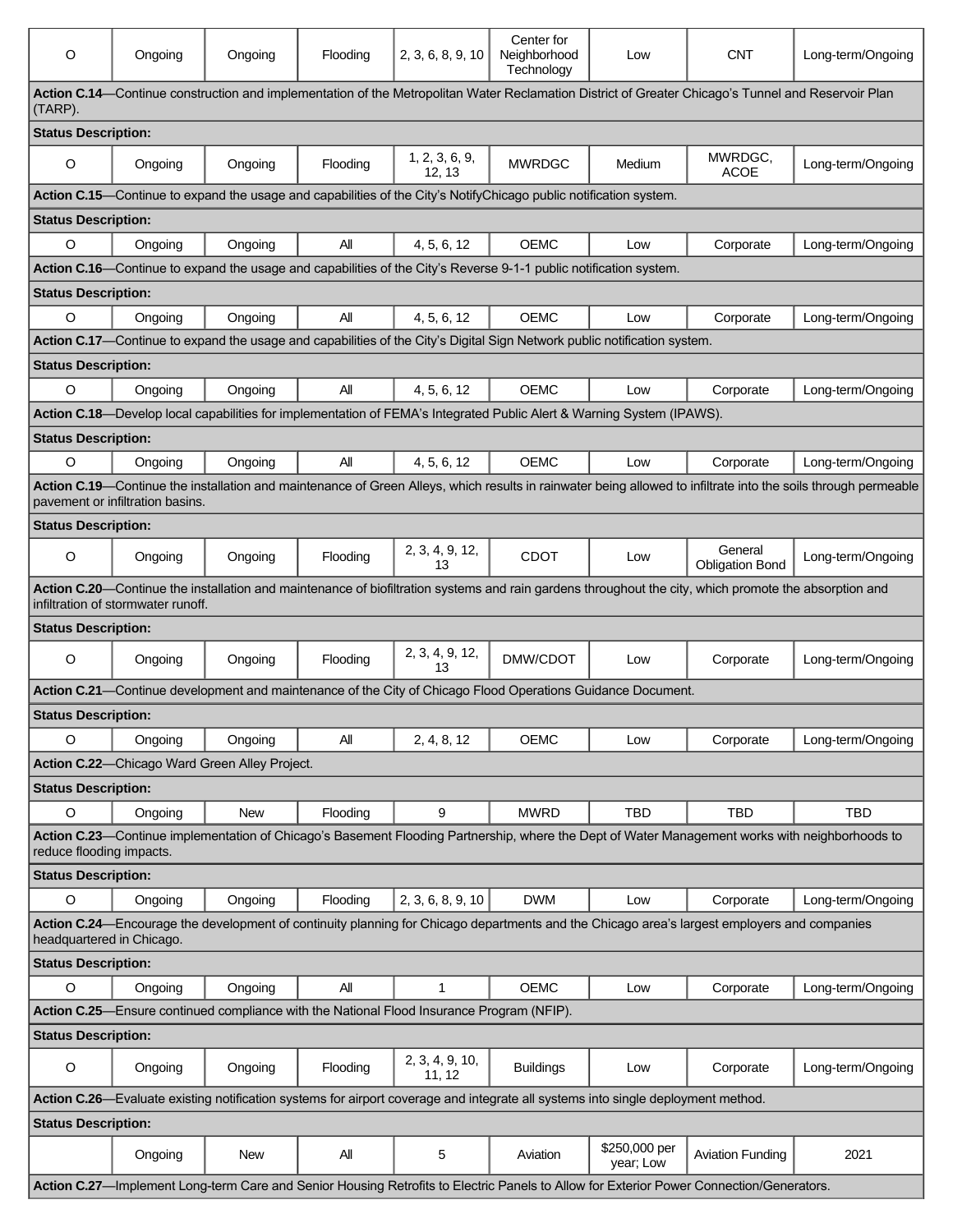| | | | | | | | | |
|---|---|---|---|---|---|---|---|---|
| O | Ongoing | Ongoing | Flooding | 2, 3, 6, 8, 9, 10 | Center for Neighborhood Technology | Low | CNT | Long-term/Ongoing |
| **Action C.14**—Continue construction and implementation of the Metropolitan Water Reclamation District of Greater Chicago's Tunnel and Reservoir Plan (TARP). | | | | | | | | |
| **Status Description:** | | | | | | | | |
| O | Ongoing | Ongoing | Flooding | 1, 2, 3, 6, 9, 12, 13 | MWRDGC | Medium | MWRDGC, ACOE | Long-term/Ongoing |
| **Action C.15**—Continue to expand the usage and capabilities of the City's NotifyChicago public notification system. | | | | | | | | |
| **Status Description:** | | | | | | | | |
| O | Ongoing | Ongoing | All | 4, 5, 6, 12 | OEMC | Low | Corporate | Long-term/Ongoing |
| **Action C.16**—Continue to expand the usage and capabilities of the City's Reverse 9-1-1 public notification system. | | | | | | | | |
| **Status Description:** | | | | | | | | |
| O | Ongoing | Ongoing | All | 4, 5, 6, 12 | OEMC | Low | Corporate | Long-term/Ongoing |
| **Action C.17**—Continue to expand the usage and capabilities of the City's Digital Sign Network public notification system. | | | | | | | | |
| **Status Description:** | | | | | | | | |
| O | Ongoing | Ongoing | All | 4, 5, 6, 12 | OEMC | Low | Corporate | Long-term/Ongoing |
| **Action C.18**—Develop local capabilities for implementation of FEMA's Integrated Public Alert & Warning System (IPAWS). | | | | | | | | |
| **Status Description:** | | | | | | | | |
| O | Ongoing | Ongoing | All | 4, 5, 6, 12 | OEMC | Low | Corporate | Long-term/Ongoing |
| **Action C.19**—Continue the installation and maintenance of Green Alleys, which results in rainwater being allowed to infiltrate into the soils through permeable pavement or infiltration basins. | | | | | | | | |
| **Status Description:** | | | | | | | | |
| O | Ongoing | Ongoing | Flooding | 2, 3, 4, 9, 12, 13 | CDOT | Low | General Obligation Bond | Long-term/Ongoing |
| **Action C.20**—Continue the installation and maintenance of biofiltration systems and rain gardens throughout the city, which promote the absorption and infiltration of stormwater runoff. | | | | | | | | |
| **Status Description:** | | | | | | | | |
| O | Ongoing | Ongoing | Flooding | 2, 3, 4, 9, 12, 13 | DMW/CDOT | Low | Corporate | Long-term/Ongoing |
| **Action C.21**—Continue development and maintenance of the City of Chicago Flood Operations Guidance Document. | | | | | | | | |
| **Status Description:** | | | | | | | | |
| O | Ongoing | Ongoing | All | 2, 4, 8, 12 | OEMC | Low | Corporate | Long-term/Ongoing |
| **Action C.22**—Chicago Ward Green Alley Project. | | | | | | | | |
| **Status Description:** | | | | | | | | |
| O | Ongoing | New | Flooding | 9 | MWRD | TBD | TBD | TBD |
| **Action C.23**—Continue implementation of Chicago's Basement Flooding Partnership, where the Dept of Water Management works with neighborhoods to reduce flooding impacts. | | | | | | | | |
| **Status Description:** | | | | | | | | |
| O | Ongoing | Ongoing | Flooding | 2, 3, 6, 8, 9, 10 | DWM | Low | Corporate | Long-term/Ongoing |
| **Action C.24**—Encourage the development of continuity planning for Chicago departments and the Chicago area's largest employers and companies headquartered in Chicago. | | | | | | | | |
| **Status Description:** | | | | | | | | |
| O | Ongoing | Ongoing | All | 1 | OEMC | Low | Corporate | Long-term/Ongoing |
| **Action C.25**—Ensure continued compliance with the National Flood Insurance Program (NFIP). | | | | | | | | |
| **Status Description:** | | | | | | | | |
| O | Ongoing | Ongoing | Flooding | 2, 3, 4, 9, 10, 11, 12 | Buildings | Low | Corporate | Long-term/Ongoing |
| **Action C.26**—Evaluate existing notification systems for airport coverage and integrate all systems into single deployment method. | | | | | | | | |
| **Status Description:** | | | | | | | | |
| | Ongoing | New | All | 5 | Aviation | \$250,000 per year; Low | Aviation Funding | 2021 |
| **Action C.27**—Implement Long-term Care and Senior Housing Retrofits to Electric Panels to Allow for Exterior Power Connection/Generators. | | | | | | | | |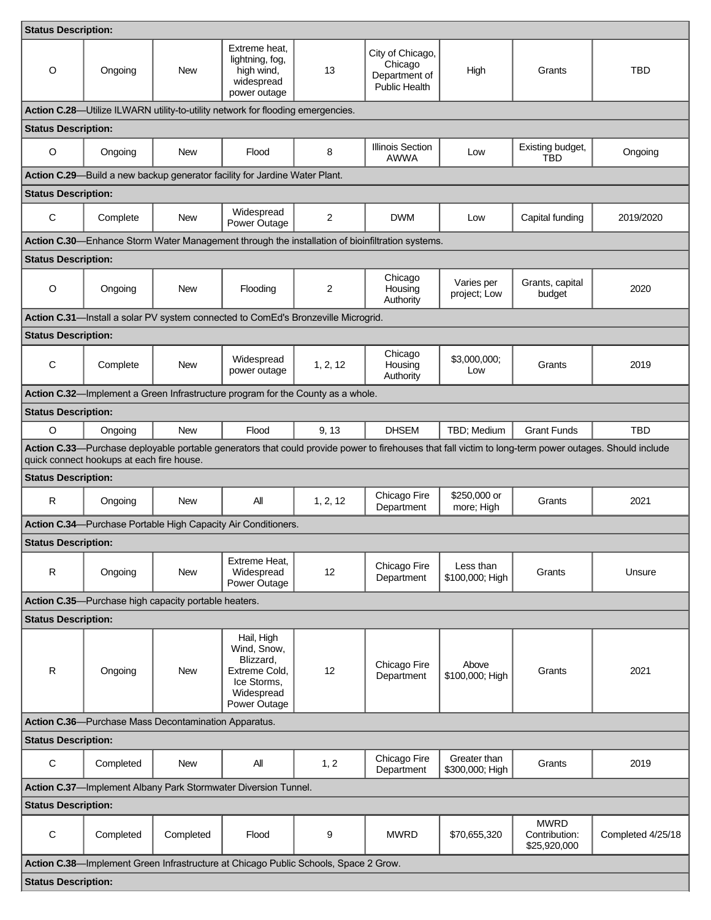| | | | | | | | | |
|---|---|---|---|---|---|---|---|---|
| **Status Description:** | | | | | | | | |
| O | Ongoing | New | Extreme heat, lightning, fog, high wind, widespread power outage | 13 | City of Chicago, Chicago Department of Public Health | High | Grants | TBD |
| **Action C.28**—Utilize ILWARN utility-to-utility network for flooding emergencies. | | | | | | | | |
| **Status Description:** | | | | | | | | |
| O | Ongoing | New | Flood | 8 | Illinois Section AWWA | Low | Existing budget, TBD | Ongoing |
| **Action C.29**—Build a new backup generator facility for Jardine Water Plant. | | | | | | | | |
| **Status Description:** | | | | | | | | |
| C | Complete | New | Widespread Power Outage | 2 | DWM | Low | Capital funding | 2019/2020 |
| **Action C.30**—Enhance Storm Water Management through the installation of bioinfiltration systems. | | | | | | | | |
| **Status Description:** | | | | | | | | |
| O | Ongoing | New | Flooding | 2 | Chicago Housing Authority | Varies per project; Low | Grants, capital budget | 2020 |
| **Action C.31**—Install a solar PV system connected to ComEd's Bronzeville Microgrid. | | | | | | | | |
| **Status Description:** | | | | | | | | |
| C | Complete | New | Widespread power outage | 1, 2, 12 | Chicago Housing Authority | $3,000,000; Low | Grants | 2019 |
| **Action C.32**—Implement a Green Infrastructure program for the County as a whole. | | | | | | | | |
| **Status Description:** | | | | | | | | |
| O | Ongoing | New | Flood | 9, 13 | DHSEM | TBD; Medium | Grant Funds | TBD |
| **Action C.33**—Purchase deployable portable generators that could provide power to firehouses that fall victim to long-term power outages. Should include quick connect hookups at each fire house. | | | | | | | | |
| **Status Description:** | | | | | | | | |
| R | Ongoing | New | All | 1, 2, 12 | Chicago Fire Department | $250,000 or more; High | Grants | 2021 |
| **Action C.34**—Purchase Portable High Capacity Air Conditioners. | | | | | | | | |
| **Status Description:** | | | | | | | | |
| R | Ongoing | New | Extreme Heat, Widespread Power Outage | 12 | Chicago Fire Department | Less than $100,000; High | Grants | Unsure |
| **Action C.35**—Purchase high capacity portable heaters. | | | | | | | | |
| **Status Description:** | | | | | | | | |
| R | Ongoing | New | Hail, High Wind, Snow, Blizzard, Extreme Cold, Ice Storms, Widespread Power Outage | 12 | Chicago Fire Department | Above $100,000; High | Grants | 2021 |
| **Action C.36**—Purchase Mass Decontamination Apparatus. | | | | | | | | |
| **Status Description:** | | | | | | | | |
| C | Completed | New | All | 1, 2 | Chicago Fire Department | Greater than $300,000; High | Grants | 2019 |
| **Action C.37**—Implement Albany Park Stormwater Diversion Tunnel. | | | | | | | | |
| **Status Description:** | | | | | | | | |
| C | Completed | Completed | Flood | 9 | MWRD | $70,655,320 | MWRD Contribution: $25,920,000 | Completed 4/25/18 |
| **Action C.38**—Implement Green Infrastructure at Chicago Public Schools, Space 2 Grow. | | | | | | | | |
| **Status Description:** | | | | | | | | |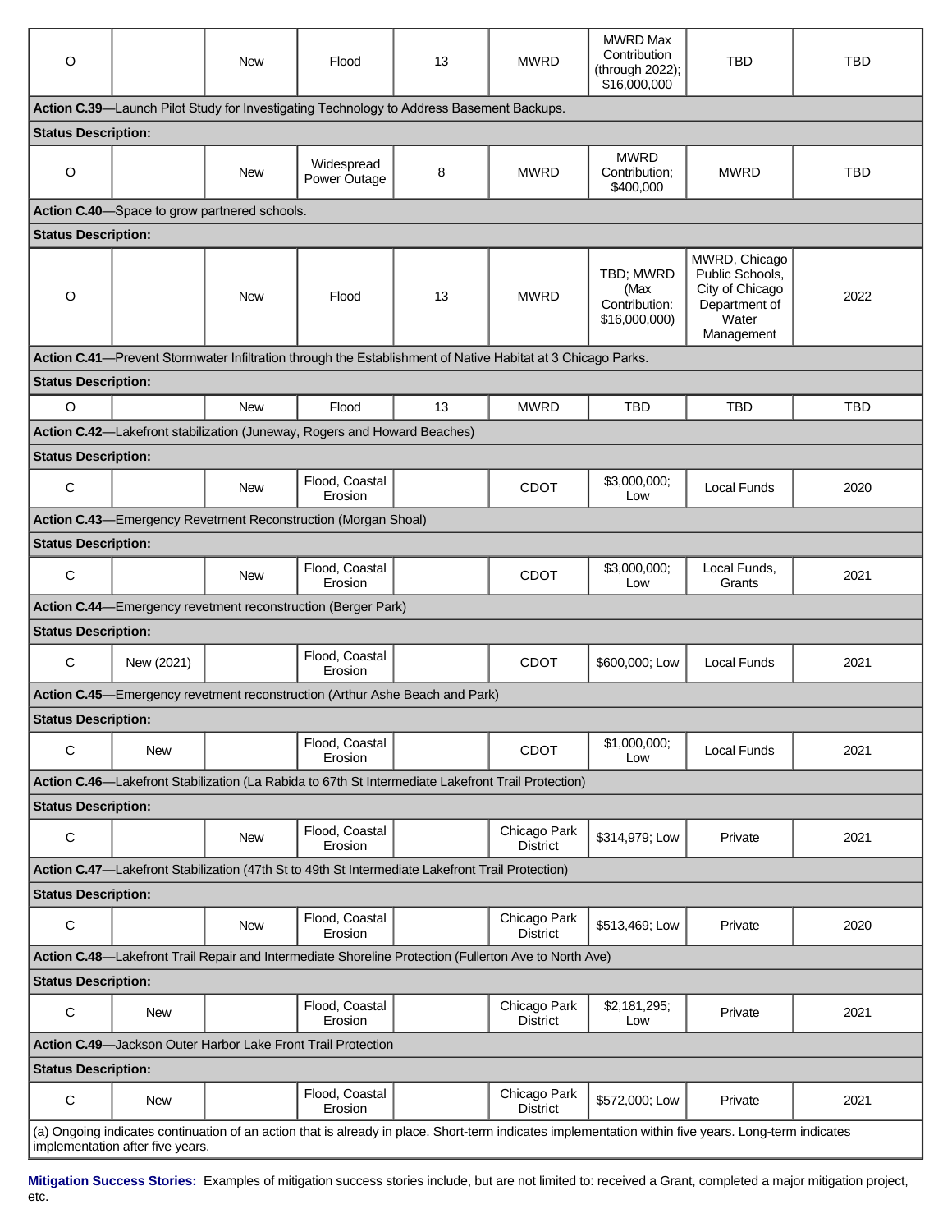| | | | | | | | | |
|---|---|---|---|---|---|---|---|---|
| O | | New | Flood | 13 | MWRD | MWRD Max Contribution (through 2022); $16,000,000 | TBD | TBD |
| **Action C.39**—Launch Pilot Study for Investigating Technology to Address Basement Backups. | | | | | | | | |
| **Status Description:** | | | | | | | | |
| O | | New | Widespread Power Outage | 8 | MWRD | MWRD Contribution; $400,000 | MWRD | TBD |
| **Action C.40**—Space to grow partnered schools. | | | | | | | | |
| **Status Description:** | | | | | | | | |
| O | | New | Flood | 13 | MWRD | TBD; MWRD (Max Contribution: $16,000,000) | MWRD, Chicago Public Schools, City of Chicago Department of Water Management | 2022 |
| **Action C.41**—Prevent Stormwater Infiltration through the Establishment of Native Habitat at 3 Chicago Parks. | | | | | | | | |
| **Status Description:** | | | | | | | | |
| O | | New | Flood | 13 | MWRD | TBD | TBD | TBD |
| **Action C.42**—Lakefront stabilization (Juneway, Rogers and Howard Beaches) | | | | | | | | |
| **Status Description:** | | | | | | | | |
| C | | New | Flood, Coastal Erosion | | CDOT | $3,000,000; Low | Local Funds | 2020 |
| **Action C.43**—Emergency Revetment Reconstruction (Morgan Shoal) | | | | | | | | |
| **Status Description:** | | | | | | | | |
| C | | New | Flood, Coastal Erosion | | CDOT | $3,000,000; Low | Local Funds, Grants | 2021 |
| **Action C.44**—Emergency revetment reconstruction (Berger Park) | | | | | | | | |
| **Status Description:** | | | | | | | | |
| C | New (2021) | | Flood, Coastal Erosion | | CDOT | $600,000; Low | Local Funds | 2021 |
| **Action C.45**—Emergency revetment reconstruction (Arthur Ashe Beach and Park) | | | | | | | | |
| **Status Description:** | | | | | | | | |
| C | New | | Flood, Coastal Erosion | | CDOT | $1,000,000; Low | Local Funds | 2021 |
| **Action C.46**—Lakefront Stabilization (La Rabida to 67th St Intermediate Lakefront Trail Protection) | | | | | | | | |
| **Status Description:** | | | | | | | | |
| C | | New | Flood, Coastal Erosion | | Chicago Park District | $314,979; Low | Private | 2021 |
| **Action C.47**—Lakefront Stabilization (47th St to 49th St Intermediate Lakefront Trail Protection) | | | | | | | | |
| **Status Description:** | | | | | | | | |
| C | | New | Flood, Coastal Erosion | | Chicago Park District | $513,469; Low | Private | 2020 |
| **Action C.48**—Lakefront Trail Repair and Intermediate Shoreline Protection (Fullerton Ave to North Ave) | | | | | | | | |
| **Status Description:** | | | | | | | | |
| C | New | | Flood, Coastal Erosion | | Chicago Park District | $2,181,295; Low | Private | 2021 |
| **Action C.49**—Jackson Outer Harbor Lake Front Trail Protection | | | | | | | | |
| **Status Description:** | | | | | | | | |
| C | New | | Flood, Coastal Erosion | | Chicago Park District | $572,000; Low | Private | 2021 |
| (a) Ongoing indicates continuation of an action that is already in place. Short-term indicates implementation within five years. Long-term indicates implementation after five years. | | | | | | | | |

**Mitigation Success Stories:** Examples of mitigation success stories include, but are not limited to: received a Grant, completed a major mitigation project, etc.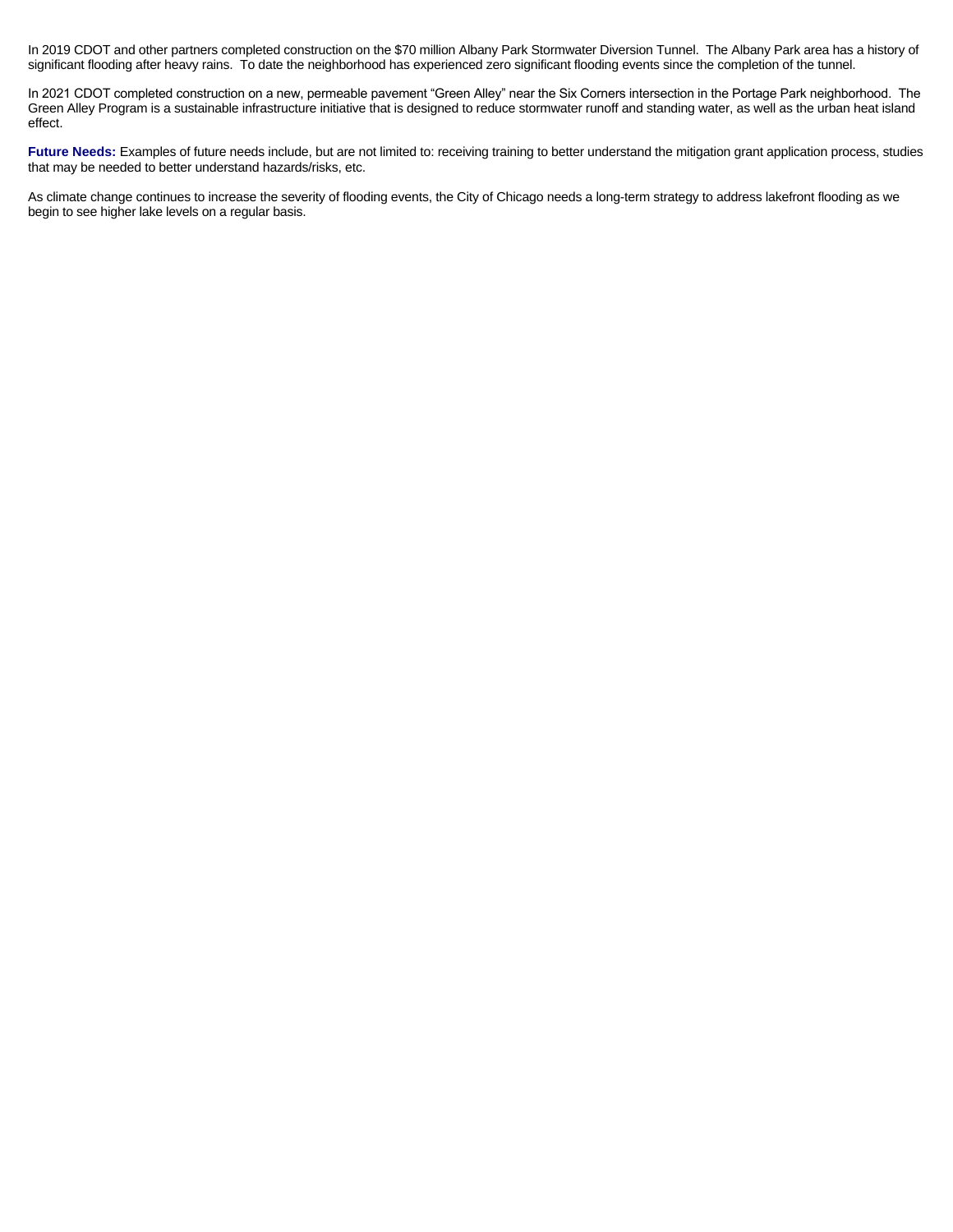In 2019 CDOT and other partners completed construction on the $70 million Albany Park Stormwater Diversion Tunnel. The Albany Park area has a history of significant flooding after heavy rains. To date the neighborhood has experienced zero significant flooding events since the completion of the tunnel.

In 2021 CDOT completed construction on a new, permeable pavement "Green Alley" near the Six Corners intersection in the Portage Park neighborhood. The Green Alley Program is a sustainable infrastructure initiative that is designed to reduce stormwater runoff and standing water, as well as the urban heat island effect.

**Future Needs:** Examples of future needs include, but are not limited to: receiving training to better understand the mitigation grant application process, studies that may be needed to better understand hazards/risks, etc.

As climate change continues to increase the severity of flooding events, the City of Chicago needs a long-term strategy to address lakefront flooding as we begin to see higher lake levels on a regular basis.